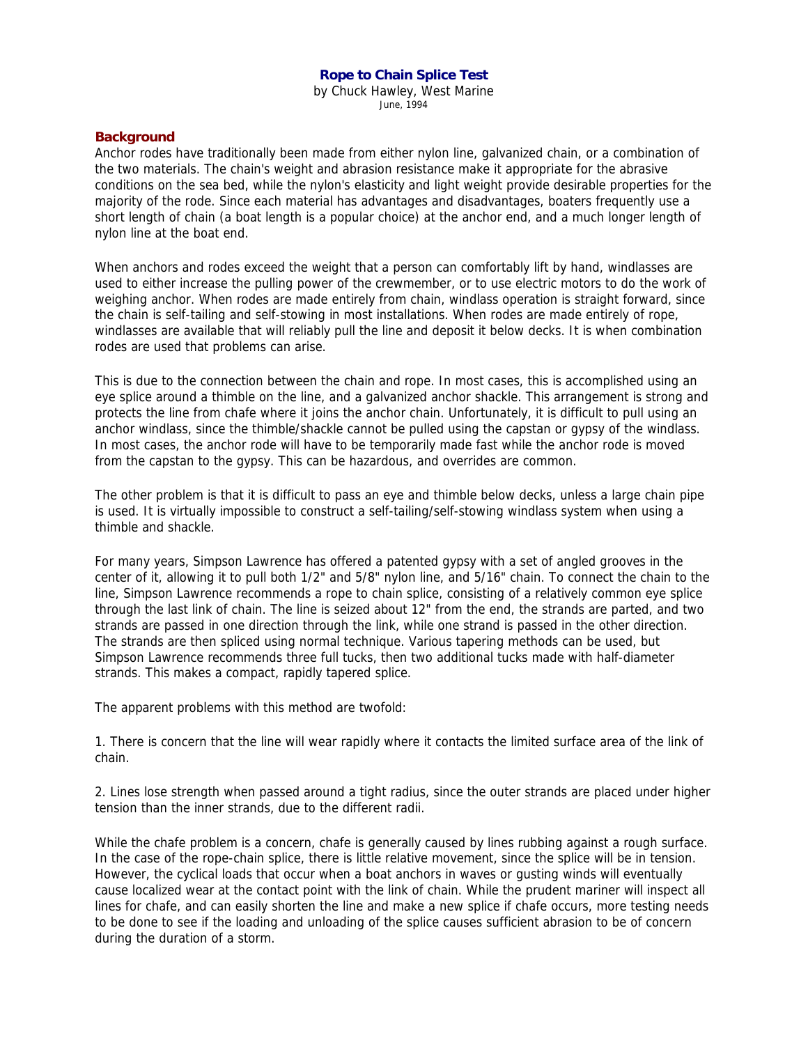# Rope to Chain Splice Test

by Chuck Hawley, West Marine
June, 1994

## Background

Anchor rodes have traditionally been made from either nylon line, galvanized chain, or a combination of the two materials. The chain's weight and abrasion resistance make it appropriate for the abrasive conditions on the sea bed, while the nylon's elasticity and light weight provide desirable properties for the majority of the rode. Since each material has advantages and disadvantages, boaters frequently use a short length of chain (a boat length is a popular choice) at the anchor end, and a much longer length of nylon line at the boat end.

When anchors and rodes exceed the weight that a person can comfortably lift by hand, windlasses are used to either increase the pulling power of the crewmember, or to use electric motors to do the work of weighing anchor. When rodes are made entirely from chain, windlass operation is straight forward, since the chain is self-tailing and self-stowing in most installations. When rodes are made entirely of rope, windlasses are available that will reliably pull the line and deposit it below decks. It is when combination rodes are used that problems can arise.

This is due to the connection between the chain and rope. In most cases, this is accomplished using an eye splice around a thimble on the line, and a galvanized anchor shackle. This arrangement is strong and protects the line from chafe where it joins the anchor chain. Unfortunately, it is difficult to pull using an anchor windlass, since the thimble/shackle cannot be pulled using the capstan or gypsy of the windlass. In most cases, the anchor rode will have to be temporarily made fast while the anchor rode is moved from the capstan to the gypsy. This can be hazardous, and overrides are common.

The other problem is that it is difficult to pass an eye and thimble below decks, unless a large chain pipe is used. It is virtually impossible to construct a self-tailing/self-stowing windlass system when using a thimble and shackle.

For many years, Simpson Lawrence has offered a patented gypsy with a set of angled grooves in the center of it, allowing it to pull both 1/2" and 5/8" nylon line, and 5/16" chain. To connect the chain to the line, Simpson Lawrence recommends a rope to chain splice, consisting of a relatively common eye splice through the last link of chain. The line is seized about 12" from the end, the strands are parted, and two strands are passed in one direction through the link, while one strand is passed in the other direction. The strands are then spliced using normal technique. Various tapering methods can be used, but Simpson Lawrence recommends three full tucks, then two additional tucks made with half-diameter strands. This makes a compact, rapidly tapered splice.

The apparent problems with this method are twofold:

1. There is concern that the line will wear rapidly where it contacts the limited surface area of the link of chain.

2. Lines lose strength when passed around a tight radius, since the outer strands are placed under higher tension than the inner strands, due to the different radii.

While the chafe problem is a concern, chafe is generally caused by lines rubbing against a rough surface. In the case of the rope-chain splice, there is little relative movement, since the splice will be in tension. However, the cyclical loads that occur when a boat anchors in waves or gusting winds will eventually cause localized wear at the contact point with the link of chain. While the prudent mariner will inspect all lines for chafe, and can easily shorten the line and make a new splice if chafe occurs, more testing needs to be done to see if the loading and unloading of the splice causes sufficient abrasion to be of concern during the duration of a storm.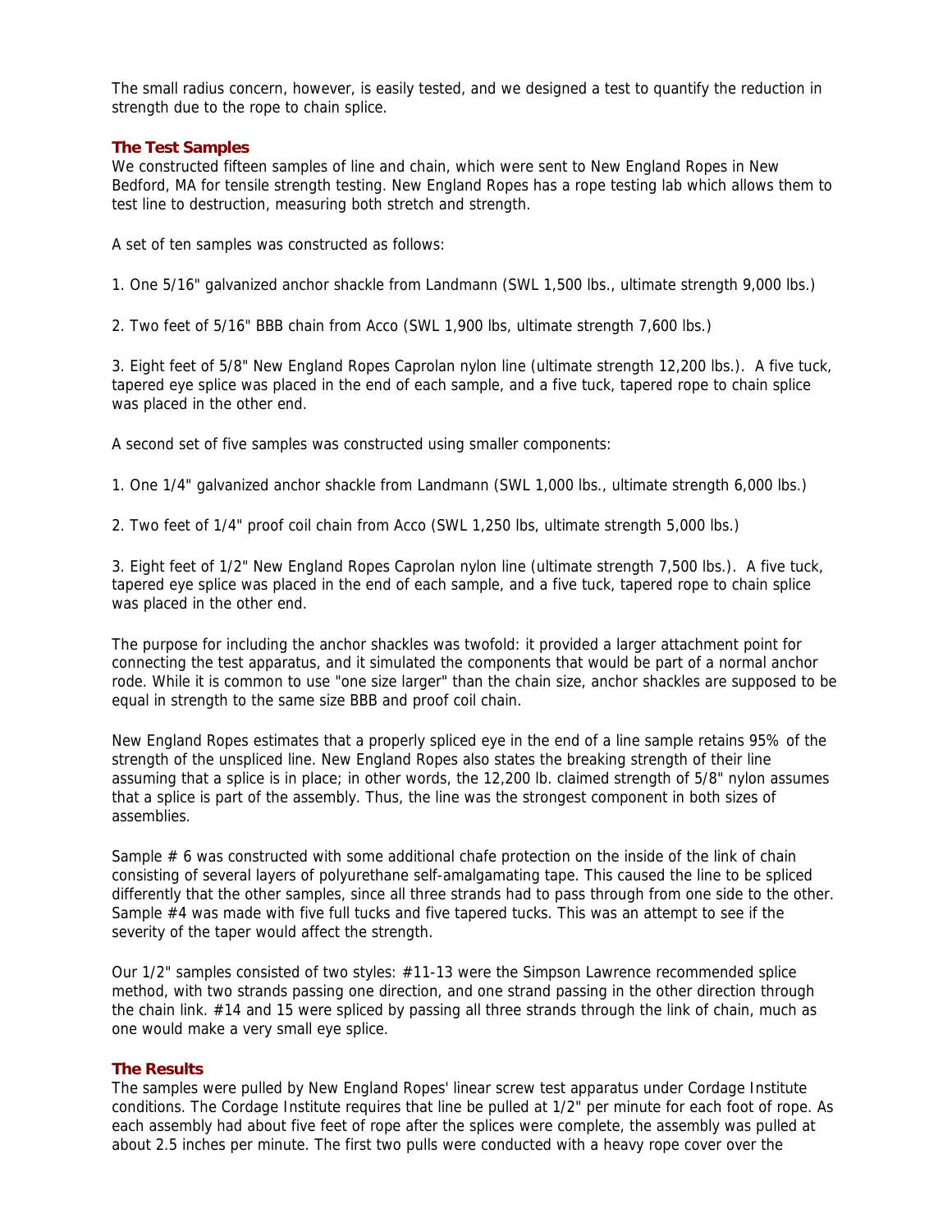The small radius concern, however, is easily tested, and we designed a test to quantify the reduction in strength due to the rope to chain splice.

### The Test Samples

We constructed fifteen samples of line and chain, which were sent to New England Ropes in New Bedford, MA for tensile strength testing. New England Ropes has a rope testing lab which allows them to test line to destruction, measuring both stretch and strength.

A set of ten samples was constructed as follows:

1. One 5/16" galvanized anchor shackle from Landmann (SWL 1,500 lbs., ultimate strength 9,000 lbs.)

2. Two feet of 5/16" BBB chain from Acco (SWL 1,900 lbs, ultimate strength 7,600 lbs.)

3. Eight feet of 5/8" New England Ropes Caprolan nylon line (ultimate strength 12,200 lbs.). A five tuck, tapered eye splice was placed in the end of each sample, and a five tuck, tapered rope to chain splice was placed in the other end.

A second set of five samples was constructed using smaller components:

1. One 1/4" galvanized anchor shackle from Landmann (SWL 1,000 lbs., ultimate strength 6,000 lbs.)

2. Two feet of 1/4" proof coil chain from Acco (SWL 1,250 lbs, ultimate strength 5,000 lbs.)

3. Eight feet of 1/2" New England Ropes Caprolan nylon line (ultimate strength 7,500 lbs.). A five tuck, tapered eye splice was placed in the end of each sample, and a five tuck, tapered rope to chain splice was placed in the other end.

The purpose for including the anchor shackles was twofold: it provided a larger attachment point for connecting the test apparatus, and it simulated the components that would be part of a normal anchor rode. While it is common to use "one size larger" than the chain size, anchor shackles are supposed to be equal in strength to the same size BBB and proof coil chain.

New England Ropes estimates that a properly spliced eye in the end of a line sample retains 95% of the strength of the unspliced line. New England Ropes also states the breaking strength of their line assuming that a splice is in place; in other words, the 12,200 lb. claimed strength of 5/8" nylon assumes that a splice is part of the assembly. Thus, the line was the strongest component in both sizes of assemblies.

Sample # 6 was constructed with some additional chafe protection on the inside of the link of chain consisting of several layers of polyurethane self-amalgamating tape. This caused the line to be spliced differently that the other samples, since all three strands had to pass through from one side to the other. Sample #4 was made with five full tucks and five tapered tucks. This was an attempt to see if the severity of the taper would affect the strength.

Our 1/2" samples consisted of two styles: #11-13 were the Simpson Lawrence recommended splice method, with two strands passing one direction, and one strand passing in the other direction through the chain link. #14 and 15 were spliced by passing all three strands through the link of chain, much as one would make a very small eye splice.

### The Results

The samples were pulled by New England Ropes' linear screw test apparatus under Cordage Institute conditions. The Cordage Institute requires that line be pulled at 1/2" per minute for each foot of rope. As each assembly had about five feet of rope after the splices were complete, the assembly was pulled at about 2.5 inches per minute. The first two pulls were conducted with a heavy rope cover over the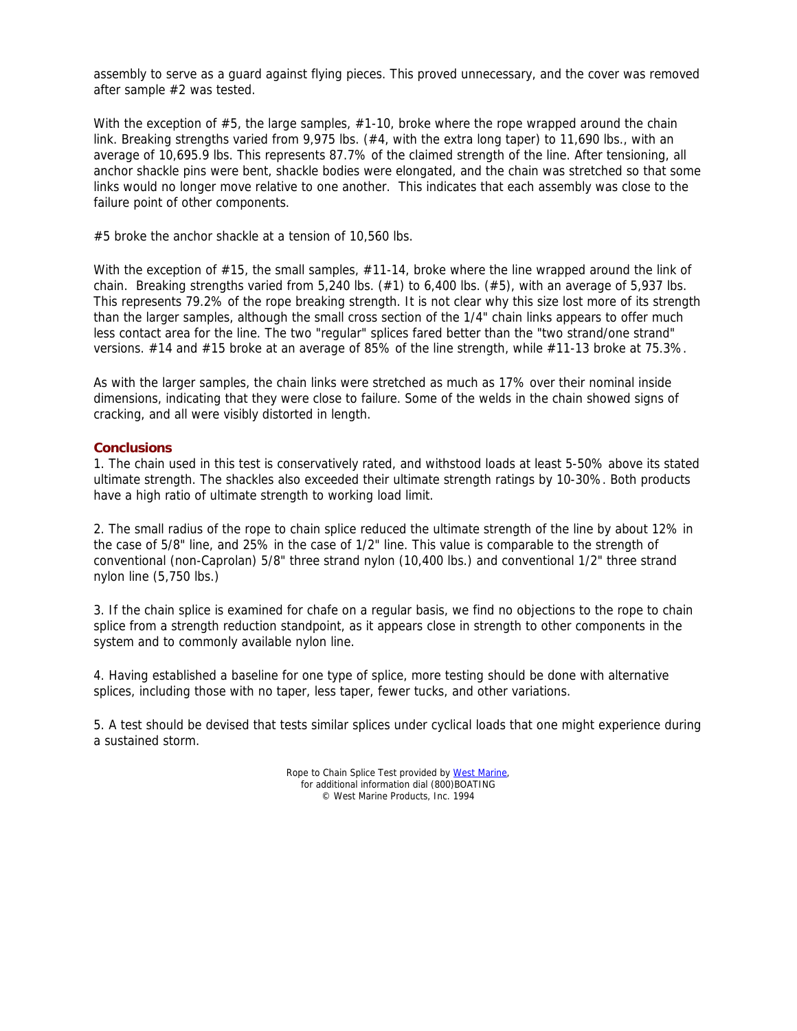assembly to serve as a guard against flying pieces. This proved unnecessary, and the cover was removed after sample #2 was tested.

With the exception of #5, the large samples, #1-10, broke where the rope wrapped around the chain link. Breaking strengths varied from 9,975 lbs. (#4, with the extra long taper) to 11,690 lbs., with an average of 10,695.9 lbs. This represents 87.7% of the claimed strength of the line. After tensioning, all anchor shackle pins were bent, shackle bodies were elongated, and the chain was stretched so that some links would no longer move relative to one another. This indicates that each assembly was close to the failure point of other components.

#5 broke the anchor shackle at a tension of 10,560 lbs.

With the exception of #15, the small samples, #11-14, broke where the line wrapped around the link of chain. Breaking strengths varied from 5,240 lbs. (#1) to 6,400 lbs. (#5), with an average of 5,937 lbs. This represents 79.2% of the rope breaking strength. It is not clear why this size lost more of its strength than the larger samples, although the small cross section of the 1/4" chain links appears to offer much less contact area for the line. The two "regular" splices fared better than the "two strand/one strand" versions. #14 and #15 broke at an average of 85% of the line strength, while #11-13 broke at 75.3%.

As with the larger samples, the chain links were stretched as much as 17% over their nominal inside dimensions, indicating that they were close to failure. Some of the welds in the chain showed signs of cracking, and all were visibly distorted in length.

## Conclusions

1. The chain used in this test is conservatively rated, and withstood loads at least 5-50% above its stated ultimate strength. The shackles also exceeded their ultimate strength ratings by 10-30%. Both products have a high ratio of ultimate strength to working load limit.

2. The small radius of the rope to chain splice reduced the ultimate strength of the line by about 12% in the case of 5/8" line, and 25% in the case of 1/2" line. This value is comparable to the strength of conventional (non-Caprolan) 5/8" three strand nylon (10,400 lbs.) and conventional 1/2" three strand nylon line (5,750 lbs.)

3. If the chain splice is examined for chafe on a regular basis, we find no objections to the rope to chain splice from a strength reduction standpoint, as it appears close in strength to other components in the system and to commonly available nylon line.

4. Having established a baseline for one type of splice, more testing should be done with alternative splices, including those with no taper, less taper, fewer tucks, and other variations.

5. A test should be devised that tests similar splices under cyclical loads that one might experience during a sustained storm.

Rope to Chain Splice Test provided by West Marine,
for additional information dial (800)BOATING
© West Marine Products, Inc. 1994